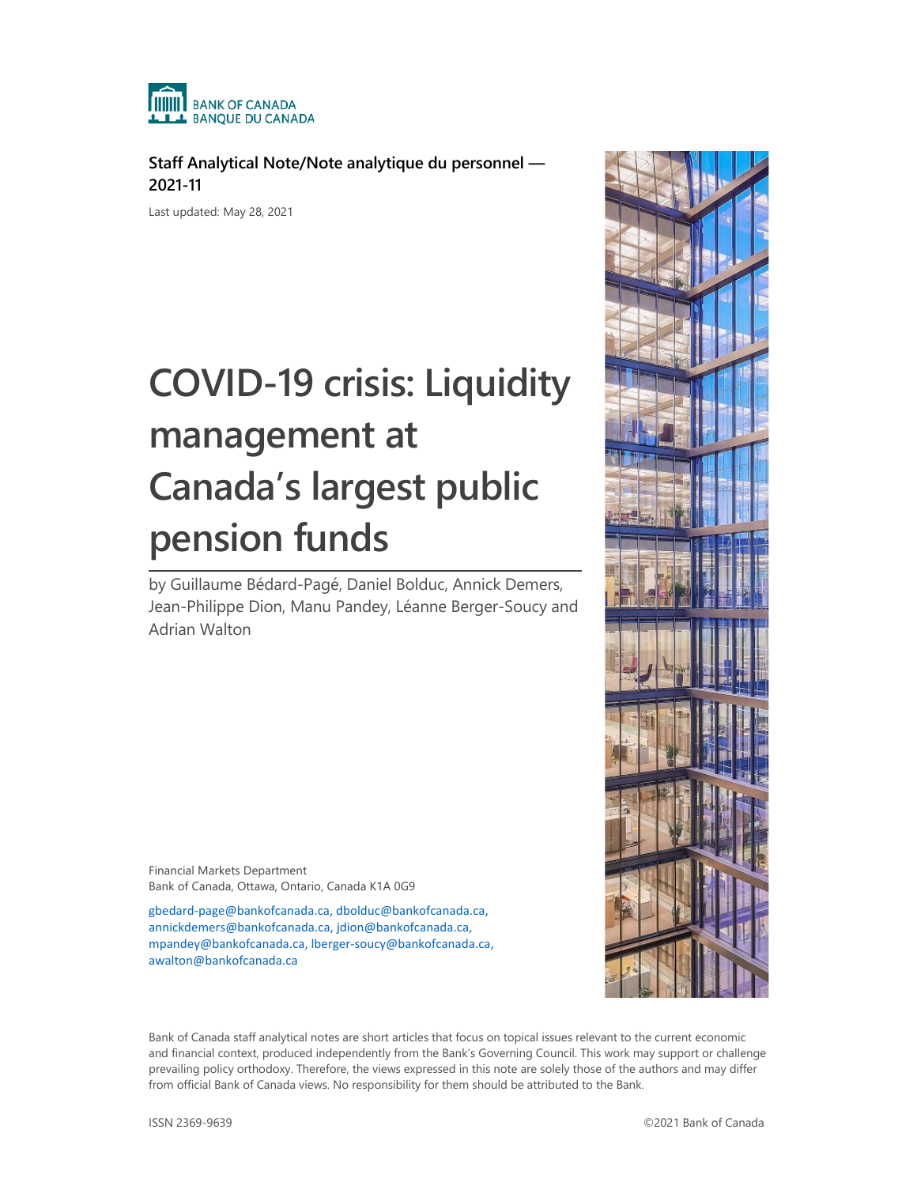BANK OF CANADA
BANQUE DU CANADA

**Staff Analytical Note/Note analytique du personnel — 2021-11**

Last updated: May 28, 2021

# COVID-19 crisis: Liquidity management at Canada's largest public pension funds

by Guillaume Bédard-Pagé, Daniel Bolduc, Annick Demers, Jean-Philippe Dion, Manu Pandey, Léanne Berger-Soucy and Adrian Walton

Financial Markets Department
Bank of Canada, Ottawa, Ontario, Canada K1A 0G9

gbedard-page@bankofcanada.ca, dbolduc@bankofcanada.ca, annickdemers@bankofcanada.ca, jdion@bankofcanada.ca, mpandey@bankofcanada.ca, lberger-soucy@bankofcanada.ca, awalton@bankofcanada.ca

Bank of Canada staff analytical notes are short articles that focus on topical issues relevant to the current economic and financial context, produced independently from the Bank's Governing Council. This work may support or challenge prevailing policy orthodoxy. Therefore, the views expressed in this note are solely those of the authors and may differ from official Bank of Canada views. No responsibility for them should be attributed to the Bank.

ISSN 2369-9639

©2021 Bank of Canada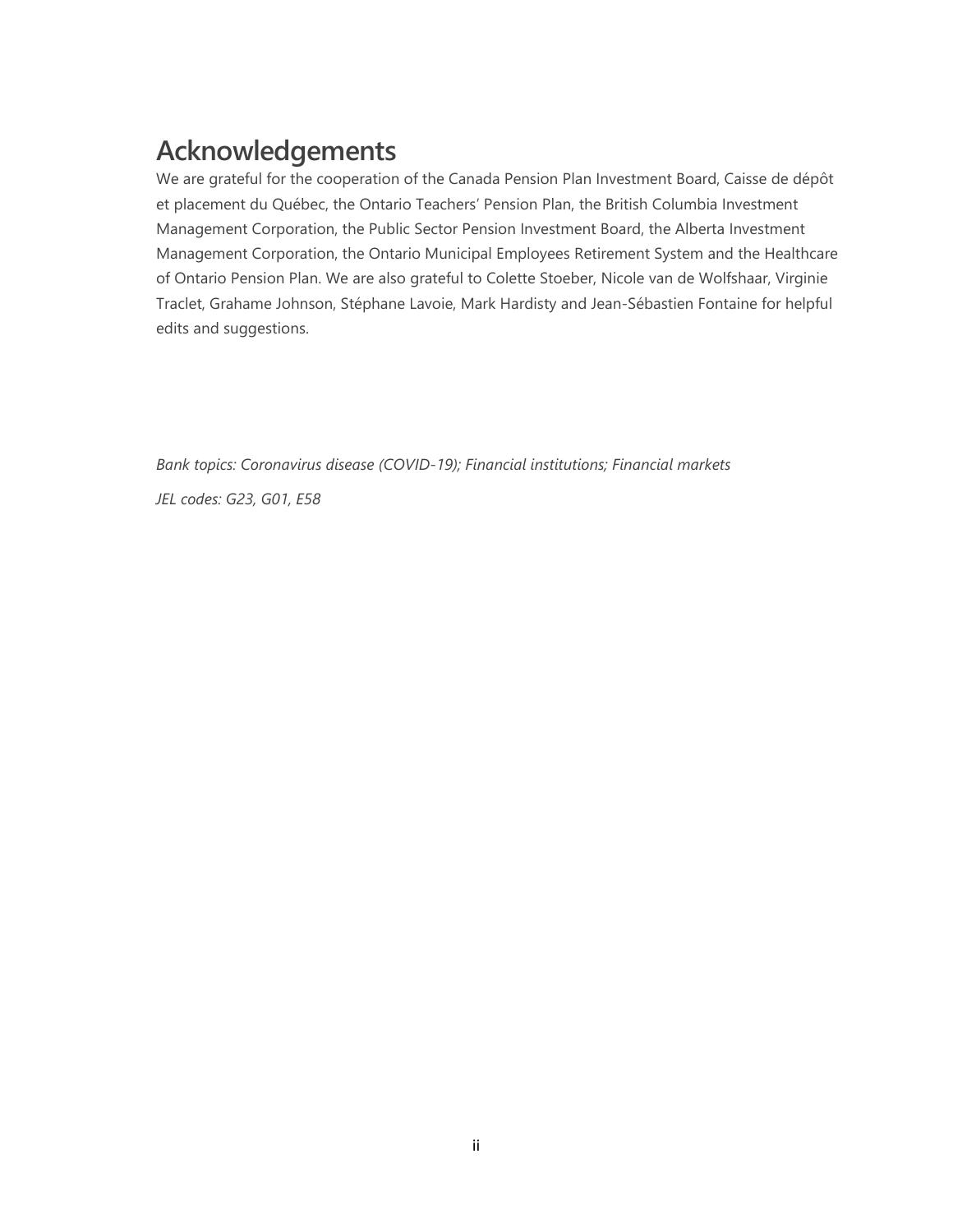# Acknowledgements

We are grateful for the cooperation of the Canada Pension Plan Investment Board, Caisse de dépôt et placement du Québec, the Ontario Teachers' Pension Plan, the British Columbia Investment Management Corporation, the Public Sector Pension Investment Board, the Alberta Investment Management Corporation, the Ontario Municipal Employees Retirement System and the Healthcare of Ontario Pension Plan. We are also grateful to Colette Stoeber, Nicole van de Wolfshaar, Virginie Traclet, Grahame Johnson, Stéphane Lavoie, Mark Hardisty and Jean-Sébastien Fontaine for helpful edits and suggestions.

*Bank topics: Coronavirus disease (COVID-19); Financial institutions; Financial markets*

*JEL codes: G23, G01, E58*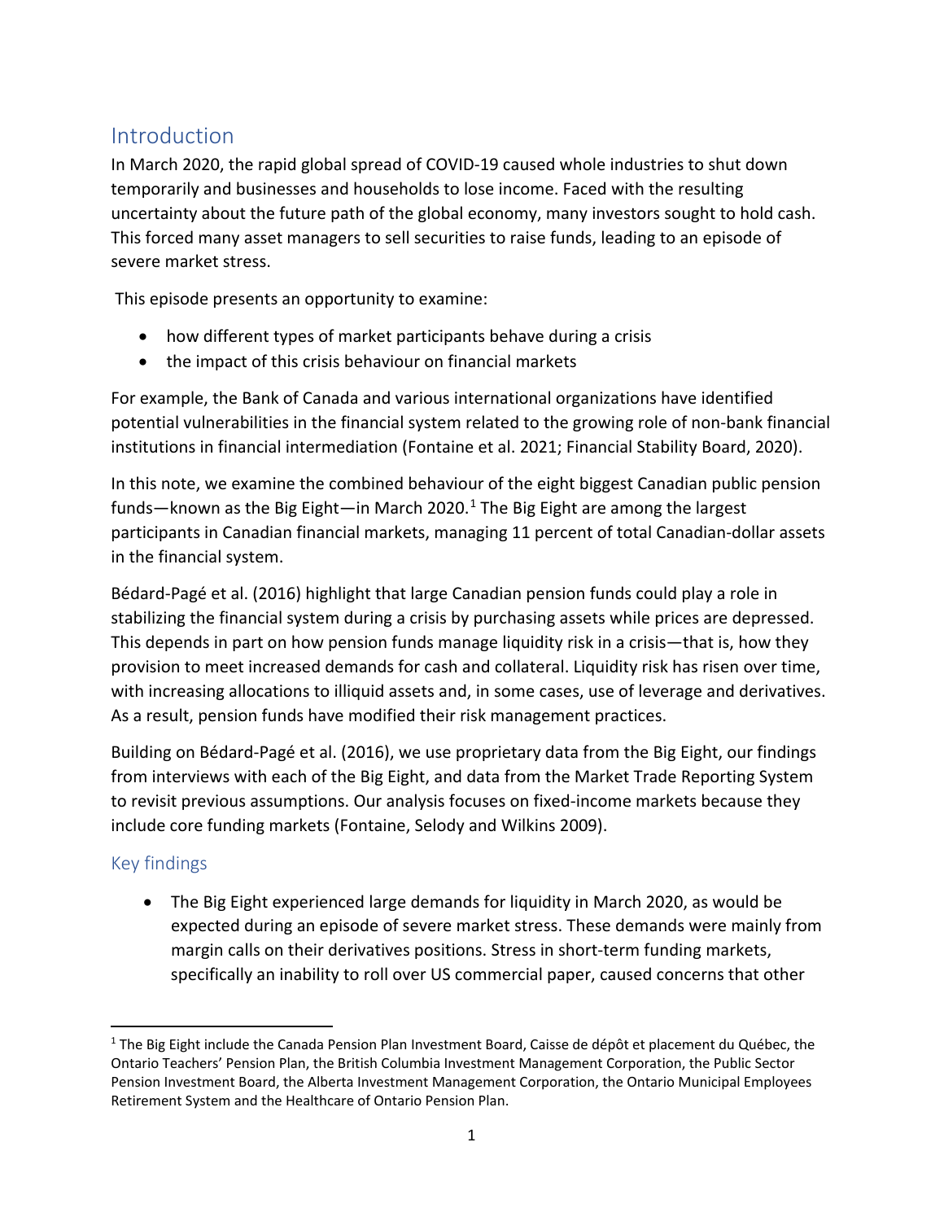## Introduction

In March 2020, the rapid global spread of COVID-19 caused whole industries to shut down temporarily and businesses and households to lose income. Faced with the resulting uncertainty about the future path of the global economy, many investors sought to hold cash. This forced many asset managers to sell securities to raise funds, leading to an episode of severe market stress.

This episode presents an opportunity to examine:

- how different types of market participants behave during a crisis
- the impact of this crisis behaviour on financial markets

For example, the Bank of Canada and various international organizations have identified potential vulnerabilities in the financial system related to the growing role of non-bank financial institutions in financial intermediation (Fontaine et al. 2021; Financial Stability Board, 2020).

In this note, we examine the combined behaviour of the eight biggest Canadian public pension funds—known as the Big Eight—in March 2020.[1] The Big Eight are among the largest participants in Canadian financial markets, managing 11 percent of total Canadian-dollar assets in the financial system.

Bédard-Pagé et al. (2016) highlight that large Canadian pension funds could play a role in stabilizing the financial system during a crisis by purchasing assets while prices are depressed. This depends in part on how pension funds manage liquidity risk in a crisis—that is, how they provision to meet increased demands for cash and collateral. Liquidity risk has risen over time, with increasing allocations to illiquid assets and, in some cases, use of leverage and derivatives. As a result, pension funds have modified their risk management practices.

Building on Bédard-Pagé et al. (2016), we use proprietary data from the Big Eight, our findings from interviews with each of the Big Eight, and data from the Market Trade Reporting System to revisit previous assumptions. Our analysis focuses on fixed-income markets because they include core funding markets (Fontaine, Selody and Wilkins 2009).

### Key findings

- The Big Eight experienced large demands for liquidity in March 2020, as would be expected during an episode of severe market stress. These demands were mainly from margin calls on their derivatives positions. Stress in short-term funding markets, specifically an inability to roll over US commercial paper, caused concerns that other

[1] The Big Eight include the Canada Pension Plan Investment Board, Caisse de dépôt et placement du Québec, the Ontario Teachers' Pension Plan, the British Columbia Investment Management Corporation, the Public Sector Pension Investment Board, the Alberta Investment Management Corporation, the Ontario Municipal Employees Retirement System and the Healthcare of Ontario Pension Plan.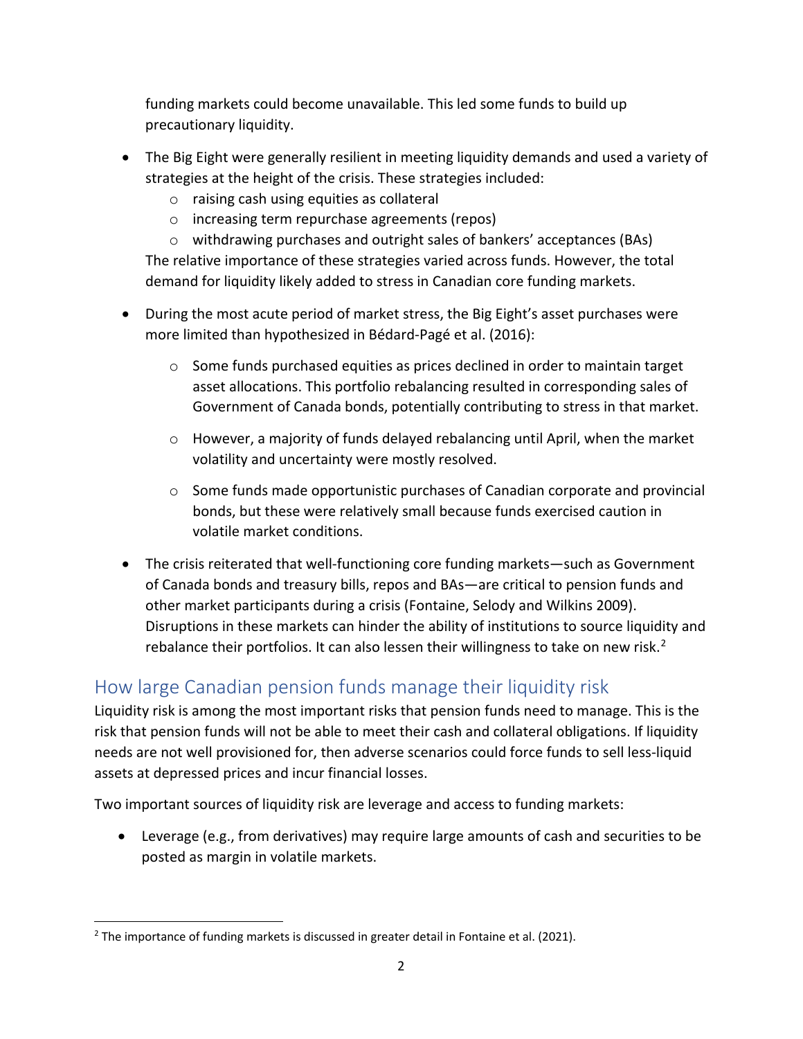funding markets could become unavailable. This led some funds to build up precautionary liquidity.

- The Big Eight were generally resilient in meeting liquidity demands and used a variety of strategies at the height of the crisis. These strategies included:
  - raising cash using equities as collateral
  - increasing term repurchase agreements (repos)
  - withdrawing purchases and outright sales of bankers' acceptances (BAs)

  The relative importance of these strategies varied across funds. However, the total demand for liquidity likely added to stress in Canadian core funding markets.

- During the most acute period of market stress, the Big Eight's asset purchases were more limited than hypothesized in Bédard-Pagé et al. (2016):
  - Some funds purchased equities as prices declined in order to maintain target asset allocations. This portfolio rebalancing resulted in corresponding sales of Government of Canada bonds, potentially contributing to stress in that market.
  - However, a majority of funds delayed rebalancing until April, when the market volatility and uncertainty were mostly resolved.
  - Some funds made opportunistic purchases of Canadian corporate and provincial bonds, but these were relatively small because funds exercised caution in volatile market conditions.

- The crisis reiterated that well-functioning core funding markets—such as Government of Canada bonds and treasury bills, repos and BAs—are critical to pension funds and other market participants during a crisis (Fontaine, Selody and Wilkins 2009). Disruptions in these markets can hinder the ability of institutions to source liquidity and rebalance their portfolios. It can also lessen their willingness to take on new risk.[2]

## How large Canadian pension funds manage their liquidity risk

Liquidity risk is among the most important risks that pension funds need to manage. This is the risk that pension funds will not be able to meet their cash and collateral obligations. If liquidity needs are not well provisioned for, then adverse scenarios could force funds to sell less-liquid assets at depressed prices and incur financial losses.

Two important sources of liquidity risk are leverage and access to funding markets:

- Leverage (e.g., from derivatives) may require large amounts of cash and securities to be posted as margin in volatile markets.

[2] The importance of funding markets is discussed in greater detail in Fontaine et al. (2021).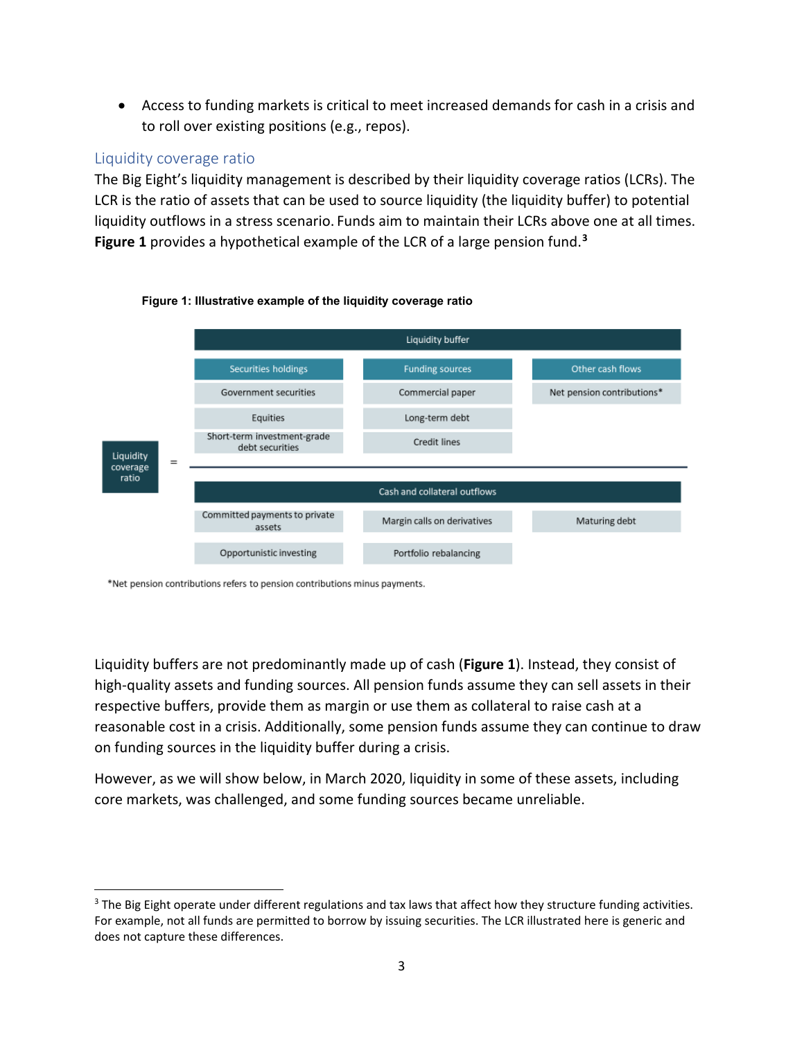- Access to funding markets is critical to meet increased demands for cash in a crisis and to roll over existing positions (e.g., repos).

### Liquidity coverage ratio

The Big Eight's liquidity management is described by their liquidity coverage ratios (LCRs). The LCR is the ratio of assets that can be used to source liquidity (the liquidity buffer) to potential liquidity outflows in a stress scenario. Funds aim to maintain their LCRs above one at all times. **Figure 1** provides a hypothetical example of the LCR of a large pension fund.[3]

**Figure 1: Illustrative example of the liquidity coverage ratio**

Liquidity coverage ratio =

**Numerator: Liquidity buffer**

| Securities holdings | Funding sources | Other cash flows |
|---|---|---|
| Government securities | Commercial paper | Net pension contributions* |
| Equities | Long-term debt | |
| Short-term investment-grade debt securities | Credit lines | |

**Denominator: Cash and collateral outflows**

| | | |
|---|---|---|
| Committed payments to private assets | Margin calls on derivatives | Maturing debt |
| Opportunistic investing | Portfolio rebalancing | |

*Net pension contributions refers to pension contributions minus payments.

Liquidity buffers are not predominantly made up of cash (**Figure 1**). Instead, they consist of high-quality assets and funding sources. All pension funds assume they can sell assets in their respective buffers, provide them as margin or use them as collateral to raise cash at a reasonable cost in a crisis. Additionally, some pension funds assume they can continue to draw on funding sources in the liquidity buffer during a crisis.

However, as we will show below, in March 2020, liquidity in some of these assets, including core markets, was challenged, and some funding sources became unreliable.

[3] The Big Eight operate under different regulations and tax laws that affect how they structure funding activities. For example, not all funds are permitted to borrow by issuing securities. The LCR illustrated here is generic and does not capture these differences.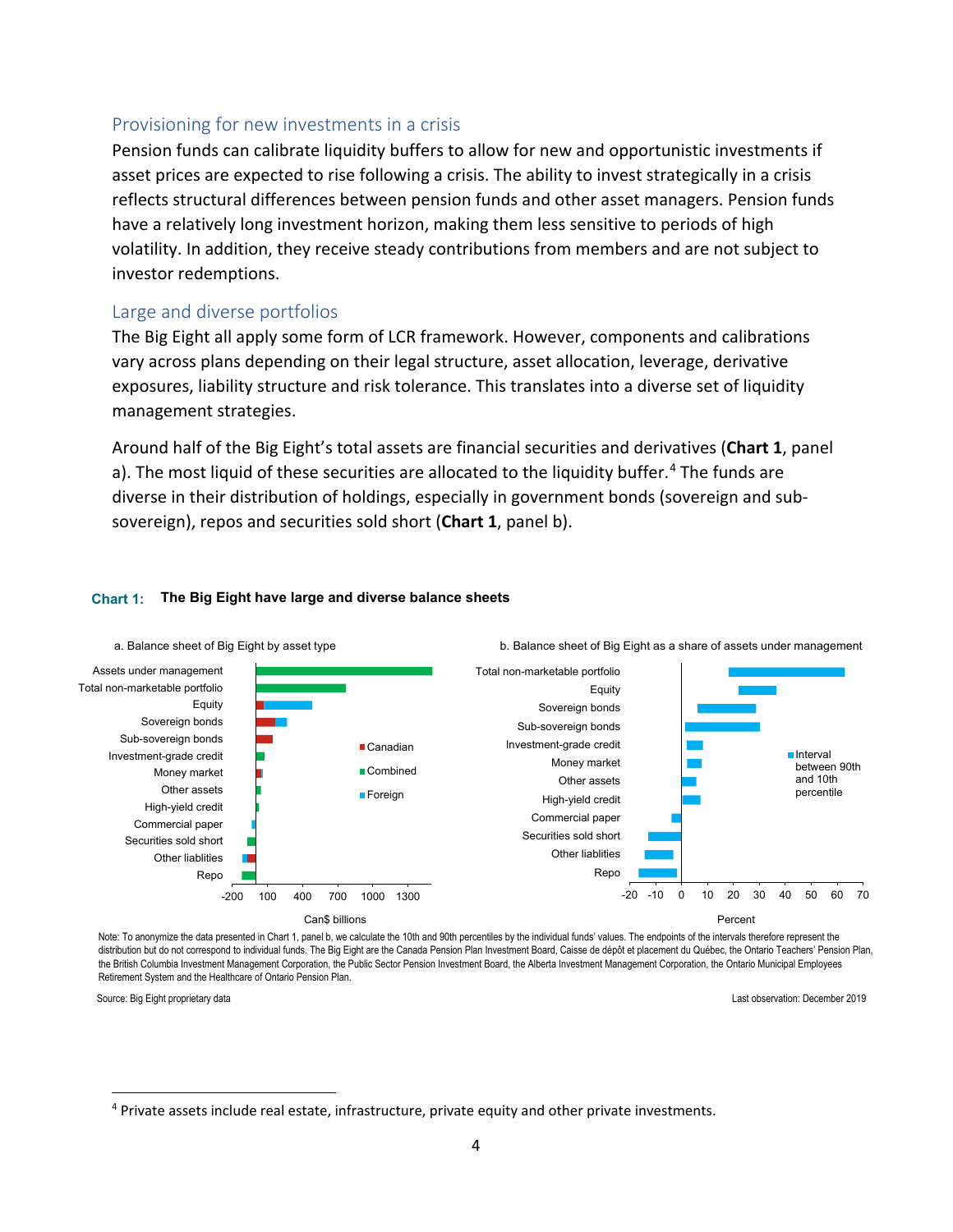## Provisioning for new investments in a crisis

Pension funds can calibrate liquidity buffers to allow for new and opportunistic investments if asset prices are expected to rise following a crisis. The ability to invest strategically in a crisis reflects structural differences between pension funds and other asset managers. Pension funds have a relatively long investment horizon, making them less sensitive to periods of high volatility. In addition, they receive steady contributions from members and are not subject to investor redemptions.

## Large and diverse portfolios

The Big Eight all apply some form of LCR framework. However, components and calibrations vary across plans depending on their legal structure, asset allocation, leverage, derivative exposures, liability structure and risk tolerance. This translates into a diverse set of liquidity management strategies.

Around half of the Big Eight's total assets are financial securities and derivatives (**Chart 1**, panel a). The most liquid of these securities are allocated to the liquidity buffer.[4] The funds are diverse in their distribution of holdings, especially in government bonds (sovereign and sub-sovereign), repos and securities sold short (**Chart 1**, panel b).

**Chart 1: The Big Eight have large and diverse balance sheets**

a. Balance sheet of Big Eight by asset type

Categories: Assets under management, Total non-marketable portfolio, Equity, Sovereign bonds, Sub-sovereign bonds, Investment-grade credit, Money market, Other assets, High-yield credit, Commercial paper, Securities sold short, Other liablities, Repo

Legend: Canadian, Combined, Foreign

Axis: -200, 100, 400, 700, 1000, 1300 — Can$ billions

b. Balance sheet of Big Eight as a share of assets under management

Categories: Total non-marketable portfolio, Equity, Sovereign bonds, Sub-sovereign bonds, Investment-grade credit, Money market, Other assets, High-yield credit, Commercial paper, Securities sold short, Other liablities, Repo

Legend: Interval between 90th and 10th percentile

Axis: -20, -10, 0, 10, 20, 30, 40, 50, 60, 70 — Percent

Note: To anonymize the data presented in Chart 1, panel b, we calculate the 10th and 90th percentiles by the individual funds' values. The endpoints of the intervals therefore represent the distribution but do not correspond to individual funds. The Big Eight are the Canada Pension Plan Investment Board, Caisse de dépôt et placement du Québec, the Ontario Teachers' Pension Plan, the British Columbia Investment Management Corporation, the Public Sector Pension Investment Board, the Alberta Investment Management Corporation, the Ontario Municipal Employees Retirement System and the Healthcare of Ontario Pension Plan.

Source: Big Eight proprietary data

Last observation: December 2019

---

[4] Private assets include real estate, infrastructure, private equity and other private investments.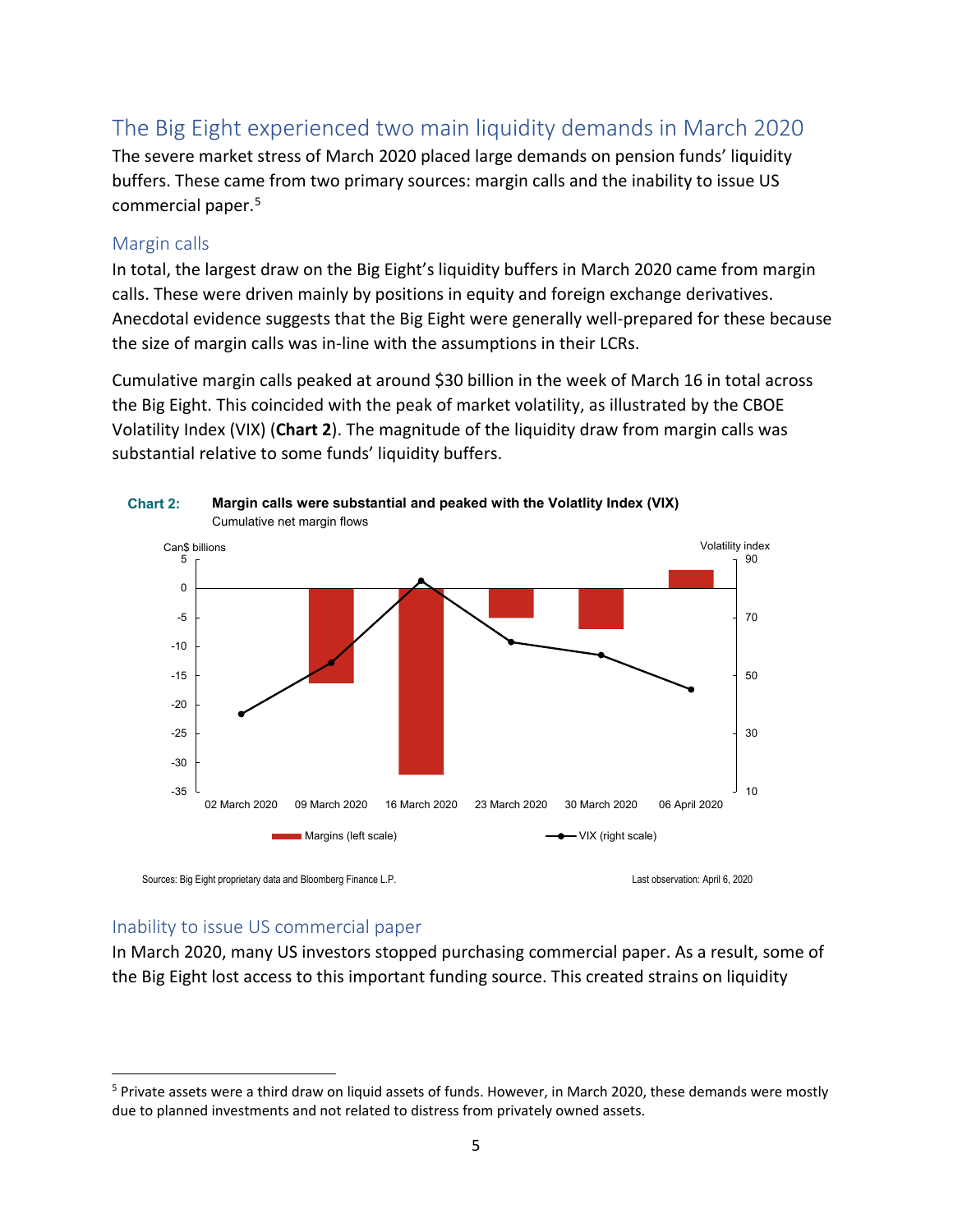## The Big Eight experienced two main liquidity demands in March 2020

The severe market stress of March 2020 placed large demands on pension funds' liquidity buffers. These came from two primary sources: margin calls and the inability to issue US commercial paper.[5]

### Margin calls

In total, the largest draw on the Big Eight's liquidity buffers in March 2020 came from margin calls. These were driven mainly by positions in equity and foreign exchange derivatives. Anecdotal evidence suggests that the Big Eight were generally well-prepared for these because the size of margin calls was in-line with the assumptions in their LCRs.

Cumulative margin calls peaked at around $30 billion in the week of March 16 in total across the Big Eight. This coincided with the peak of market volatility, as illustrated by the CBOE Volatility Index (VIX) (**Chart 2**). The magnitude of the liquidity draw from margin calls was substantial relative to some funds' liquidity buffers.

**Chart 2:** **Margin calls were substantial and peaked with the Volatlity Index (VIX)**
Cumulative net margin flows

Sources: Big Eight proprietary data and Bloomberg Finance L.P.

Last observation: April 6, 2020

### Inability to issue US commercial paper

In March 2020, many US investors stopped purchasing commercial paper. As a result, some of the Big Eight lost access to this important funding source. This created strains on liquidity

[5] Private assets were a third draw on liquid assets of funds. However, in March 2020, these demands were mostly due to planned investments and not related to distress from privately owned assets.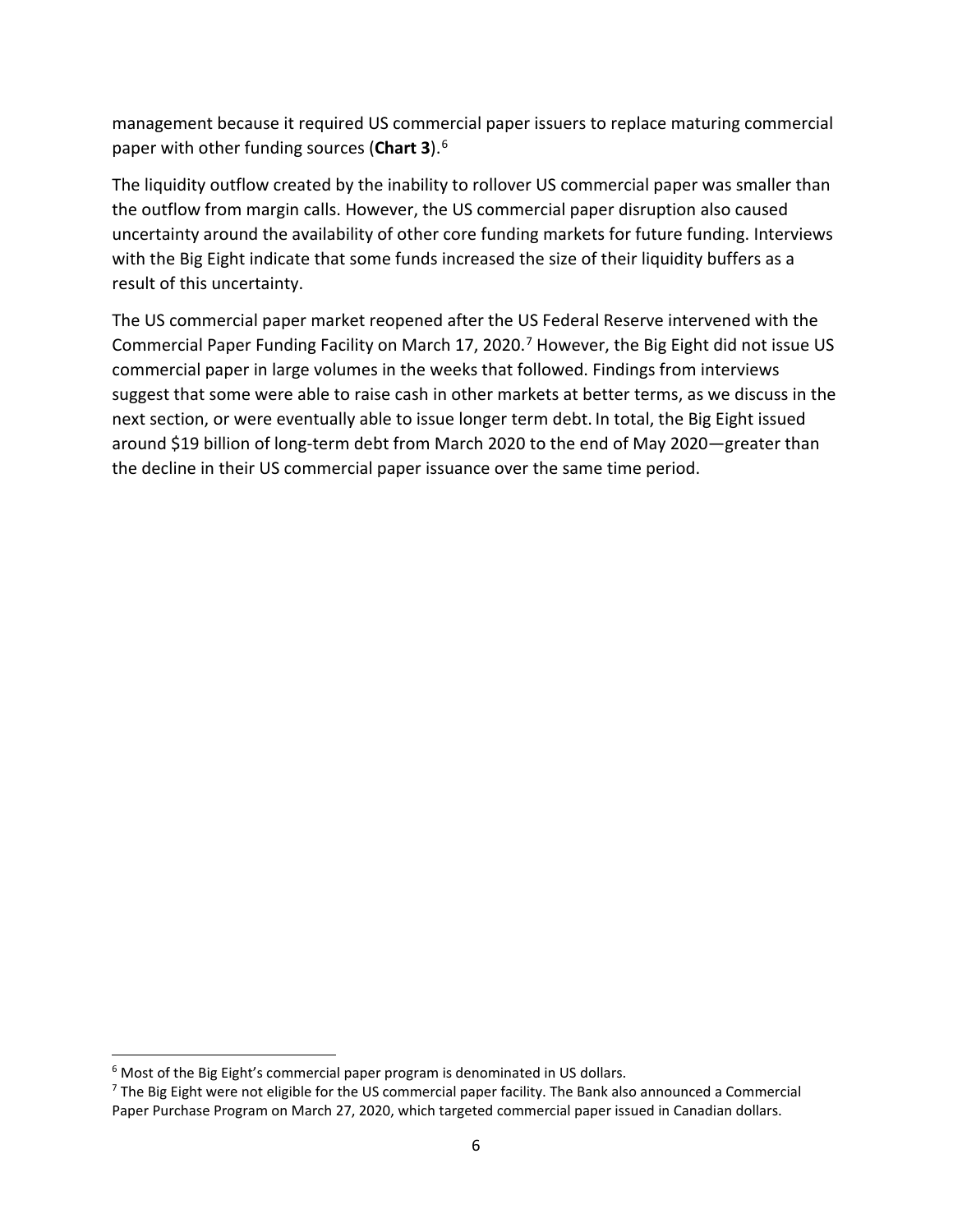management because it required US commercial paper issuers to replace maturing commercial paper with other funding sources (**Chart 3**).[6]

The liquidity outflow created by the inability to rollover US commercial paper was smaller than the outflow from margin calls. However, the US commercial paper disruption also caused uncertainty around the availability of other core funding markets for future funding. Interviews with the Big Eight indicate that some funds increased the size of their liquidity buffers as a result of this uncertainty.

The US commercial paper market reopened after the US Federal Reserve intervened with the Commercial Paper Funding Facility on March 17, 2020.[7] However, the Big Eight did not issue US commercial paper in large volumes in the weeks that followed. Findings from interviews suggest that some were able to raise cash in other markets at better terms, as we discuss in the next section, or were eventually able to issue longer term debt. In total, the Big Eight issued around $19 billion of long-term debt from March 2020 to the end of May 2020—greater than the decline in their US commercial paper issuance over the same time period.

---

[6] Most of the Big Eight's commercial paper program is denominated in US dollars.

[7] The Big Eight were not eligible for the US commercial paper facility. The Bank also announced a Commercial Paper Purchase Program on March 27, 2020, which targeted commercial paper issued in Canadian dollars.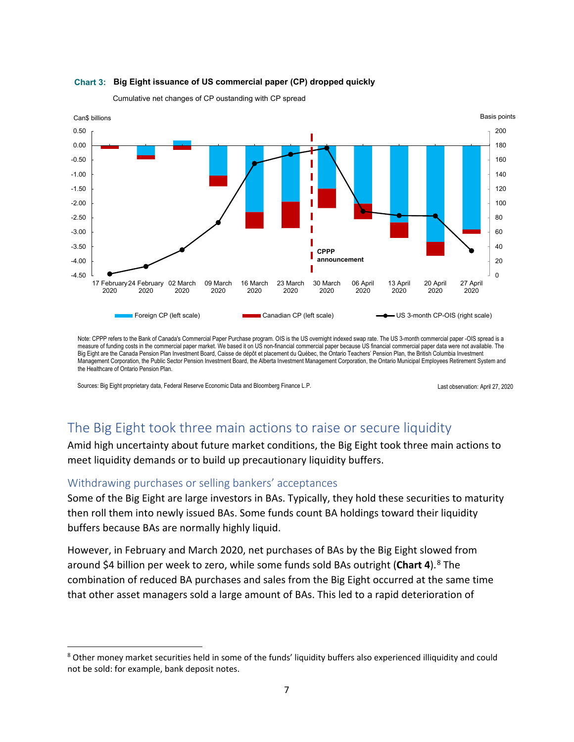**Chart 3: Big Eight issuance of US commercial paper (CP) dropped quickly**

Cumulative net changes of CP oustanding with CP spread

Note: CPPP refers to the Bank of Canada's Commercial Paper Purchase program. OIS is the US overnight indexed swap rate. The US 3-month commercial paper -OIS spread is a measure of funding costs in the commercial paper market. We based it on US non-financial commercial paper because US financial commercial paper data were not available. The Big Eight are the Canada Pension Plan Investment Board, Caisse de dépôt et placement du Québec, the Ontario Teachers' Pension Plan, the British Columbia Investment Management Corporation, the Public Sector Pension Investment Board, the Alberta Investment Management Corporation, the Ontario Municipal Employees Retirement System and the Healthcare of Ontario Pension Plan.

Sources: Big Eight proprietary data, Federal Reserve Economic Data and Bloomberg Finance L.P.

Last observation: April 27, 2020

## The Big Eight took three main actions to raise or secure liquidity

Amid high uncertainty about future market conditions, the Big Eight took three main actions to meet liquidity demands or to build up precautionary liquidity buffers.

### Withdrawing purchases or selling bankers' acceptances

Some of the Big Eight are large investors in BAs. Typically, they hold these securities to maturity then roll them into newly issued BAs. Some funds count BA holdings toward their liquidity buffers because BAs are normally highly liquid.

However, in February and March 2020, net purchases of BAs by the Big Eight slowed from around $4 billion per week to zero, while some funds sold BAs outright (**Chart 4**).[8] The combination of reduced BA purchases and sales from the Big Eight occurred at the same time that other asset managers sold a large amount of BAs. This led to a rapid deterioration of

[8] Other money market securities held in some of the funds' liquidity buffers also experienced illiquidity and could not be sold: for example, bank deposit notes.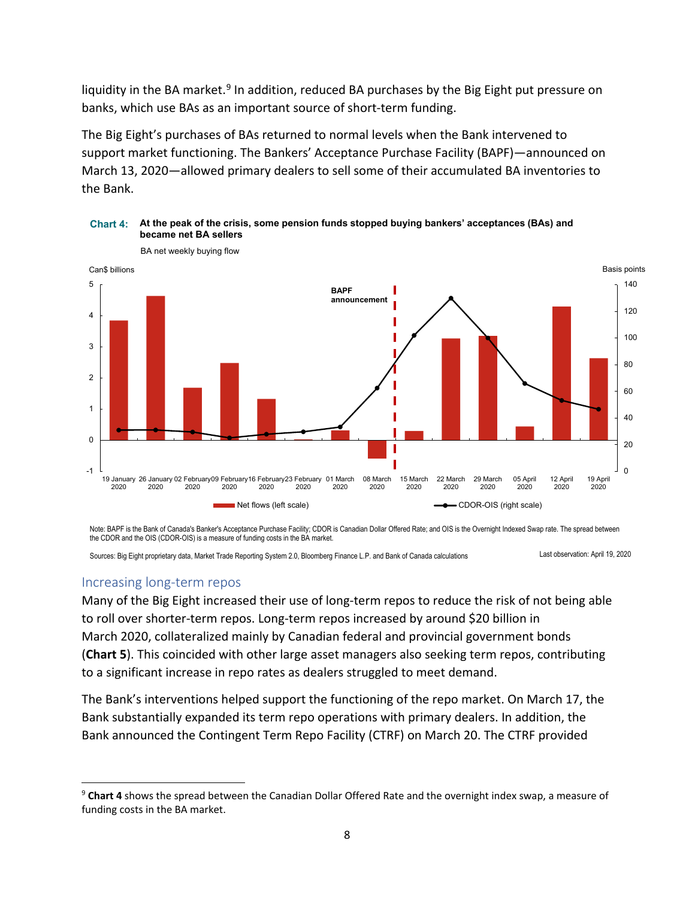liquidity in the BA market.[9] In addition, reduced BA purchases by the Big Eight put pressure on banks, which use BAs as an important source of short-term funding.

The Big Eight's purchases of BAs returned to normal levels when the Bank intervened to support market functioning. The Bankers' Acceptance Purchase Facility (BAPF)—announced on March 13, 2020—allowed primary dealers to sell some of their accumulated BA inventories to the Bank.

**Chart 4: At the peak of the crisis, some pension funds stopped buying bankers' acceptances (BAs) and became net BA sellers**

BA net weekly buying flow

Note: BAPF is the Bank of Canada's Banker's Acceptance Purchase Facility; CDOR is Canadian Dollar Offered Rate; and OIS is the Overnight Indexed Swap rate. The spread between the CDOR and the OIS (CDOR-OIS) is a measure of funding costs in the BA market.

Sources: Big Eight proprietary data, Market Trade Reporting System 2.0, Bloomberg Finance L.P. and Bank of Canada calculations

Last observation: April 19, 2020

## Increasing long-term repos

Many of the Big Eight increased their use of long-term repos to reduce the risk of not being able to roll over shorter-term repos. Long-term repos increased by around $20 billion in March 2020, collateralized mainly by Canadian federal and provincial government bonds (**Chart 5**). This coincided with other large asset managers also seeking term repos, contributing to a significant increase in repo rates as dealers struggled to meet demand.

The Bank's interventions helped support the functioning of the repo market. On March 17, the Bank substantially expanded its term repo operations with primary dealers. In addition, the Bank announced the Contingent Term Repo Facility (CTRF) on March 20. The CTRF provided

[9] **Chart 4** shows the spread between the Canadian Dollar Offered Rate and the overnight index swap, a measure of funding costs in the BA market.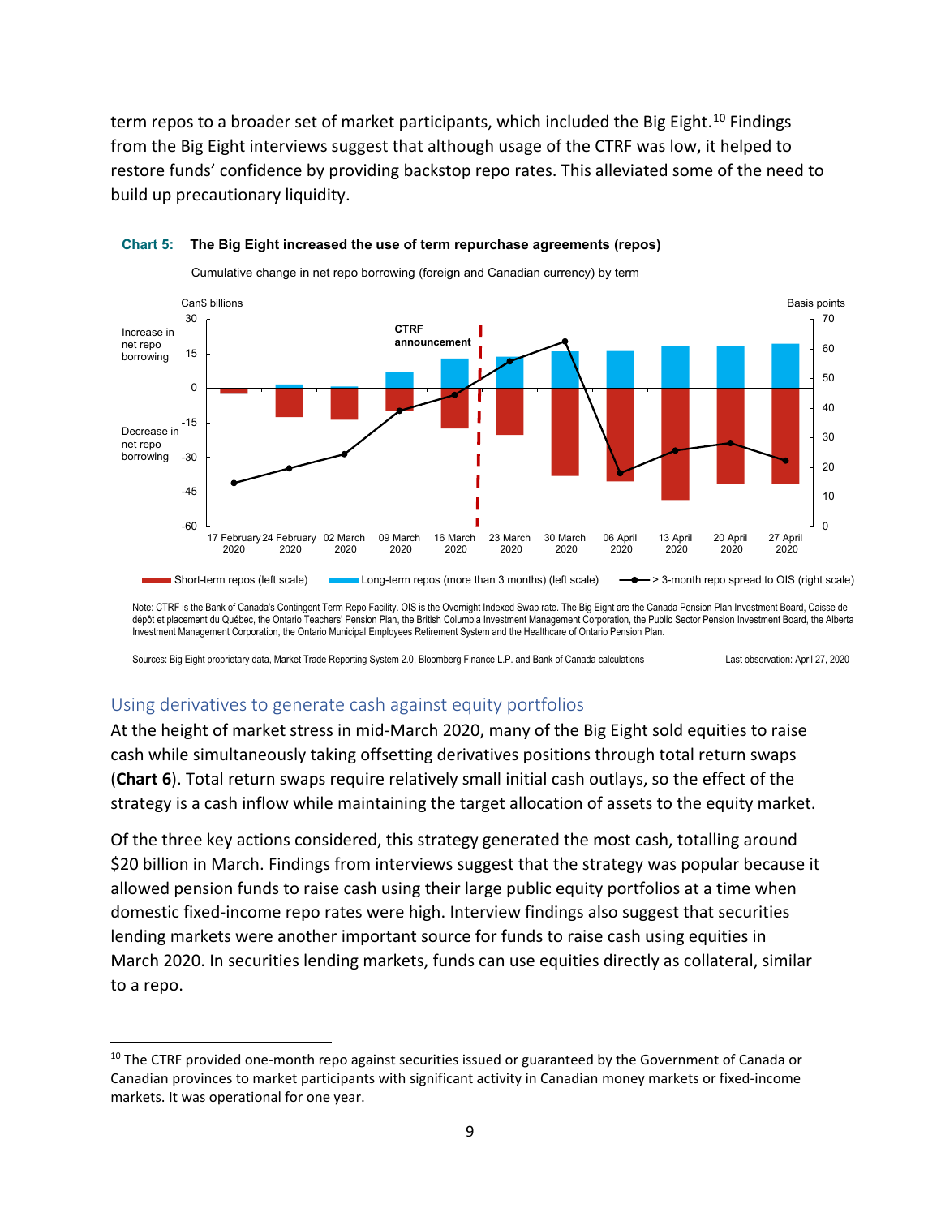term repos to a broader set of market participants, which included the Big Eight.[10] Findings from the Big Eight interviews suggest that although usage of the CTRF was low, it helped to restore funds' confidence by providing backstop repo rates. This alleviated some of the need to build up precautionary liquidity.

**Chart 5: The Big Eight increased the use of term repurchase agreements (repos)**

Cumulative change in net repo borrowing (foreign and Canadian currency) by term

Note: CTRF is the Bank of Canada's Contingent Term Repo Facility. OIS is the Overnight Indexed Swap rate. The Big Eight are the Canada Pension Plan Investment Board, Caisse de dépôt et placement du Québec, the Ontario Teachers' Pension Plan, the British Columbia Investment Management Corporation, the Public Sector Pension Investment Board, the Alberta Investment Management Corporation, the Ontario Municipal Employees Retirement System and the Healthcare of Ontario Pension Plan.

Sources: Big Eight proprietary data, Market Trade Reporting System 2.0, Bloomberg Finance L.P. and Bank of Canada calculations

Last observation: April 27, 2020

## Using derivatives to generate cash against equity portfolios

At the height of market stress in mid-March 2020, many of the Big Eight sold equities to raise cash while simultaneously taking offsetting derivatives positions through total return swaps (**Chart 6**). Total return swaps require relatively small initial cash outlays, so the effect of the strategy is a cash inflow while maintaining the target allocation of assets to the equity market.

Of the three key actions considered, this strategy generated the most cash, totalling around $20 billion in March. Findings from interviews suggest that the strategy was popular because it allowed pension funds to raise cash using their large public equity portfolios at a time when domestic fixed-income repo rates were high. Interview findings also suggest that securities lending markets were another important source for funds to raise cash using equities in March 2020. In securities lending markets, funds can use equities directly as collateral, similar to a repo.

[10] The CTRF provided one-month repo against securities issued or guaranteed by the Government of Canada or Canadian provinces to market participants with significant activity in Canadian money markets or fixed-income markets. It was operational for one year.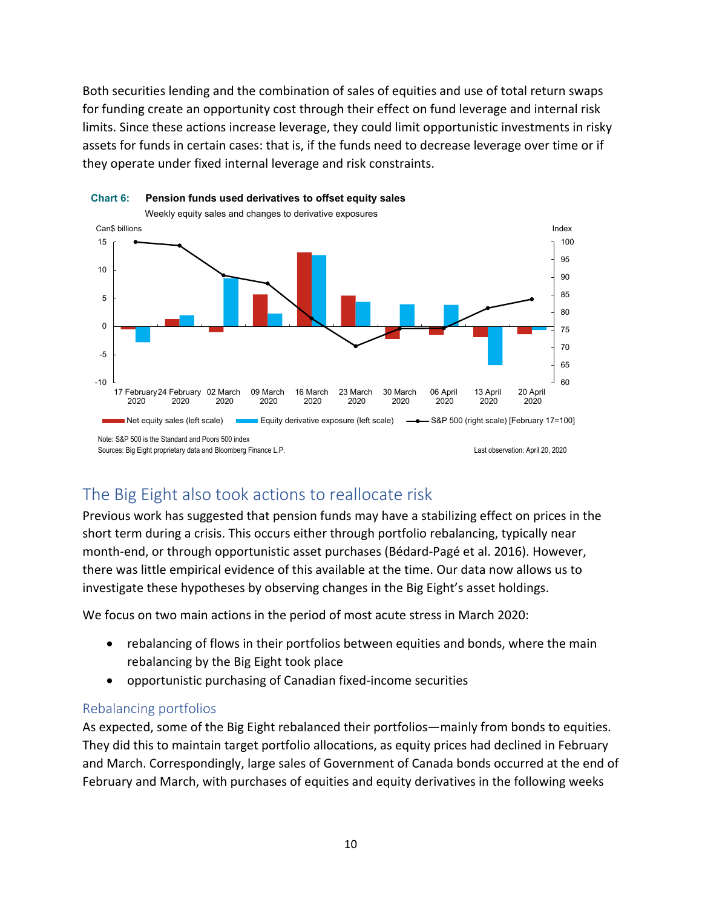Both securities lending and the combination of sales of equities and use of total return swaps for funding create an opportunity cost through their effect on fund leverage and internal risk limits. Since these actions increase leverage, they could limit opportunistic investments in risky assets for funds in certain cases: that is, if the funds need to decrease leverage over time or if they operate under fixed internal leverage and risk constraints.

**Chart 6: Pension funds used derivatives to offset equity sales**

Weekly equity sales and changes to derivative exposures

Note: S&P 500 is the Standard and Poors 500 index
Sources: Big Eight proprietary data and Bloomberg Finance L.P.
Last observation: April 20, 2020

## The Big Eight also took actions to reallocate risk

Previous work has suggested that pension funds may have a stabilizing effect on prices in the short term during a crisis. This occurs either through portfolio rebalancing, typically near month-end, or through opportunistic asset purchases (Bédard-Pagé et al. 2016). However, there was little empirical evidence of this available at the time. Our data now allows us to investigate these hypotheses by observing changes in the Big Eight's asset holdings.

We focus on two main actions in the period of most acute stress in March 2020:

- rebalancing of flows in their portfolios between equities and bonds, where the main rebalancing by the Big Eight took place
- opportunistic purchasing of Canadian fixed-income securities

### Rebalancing portfolios

As expected, some of the Big Eight rebalanced their portfolios—mainly from bonds to equities. They did this to maintain target portfolio allocations, as equity prices had declined in February and March. Correspondingly, large sales of Government of Canada bonds occurred at the end of February and March, with purchases of equities and equity derivatives in the following weeks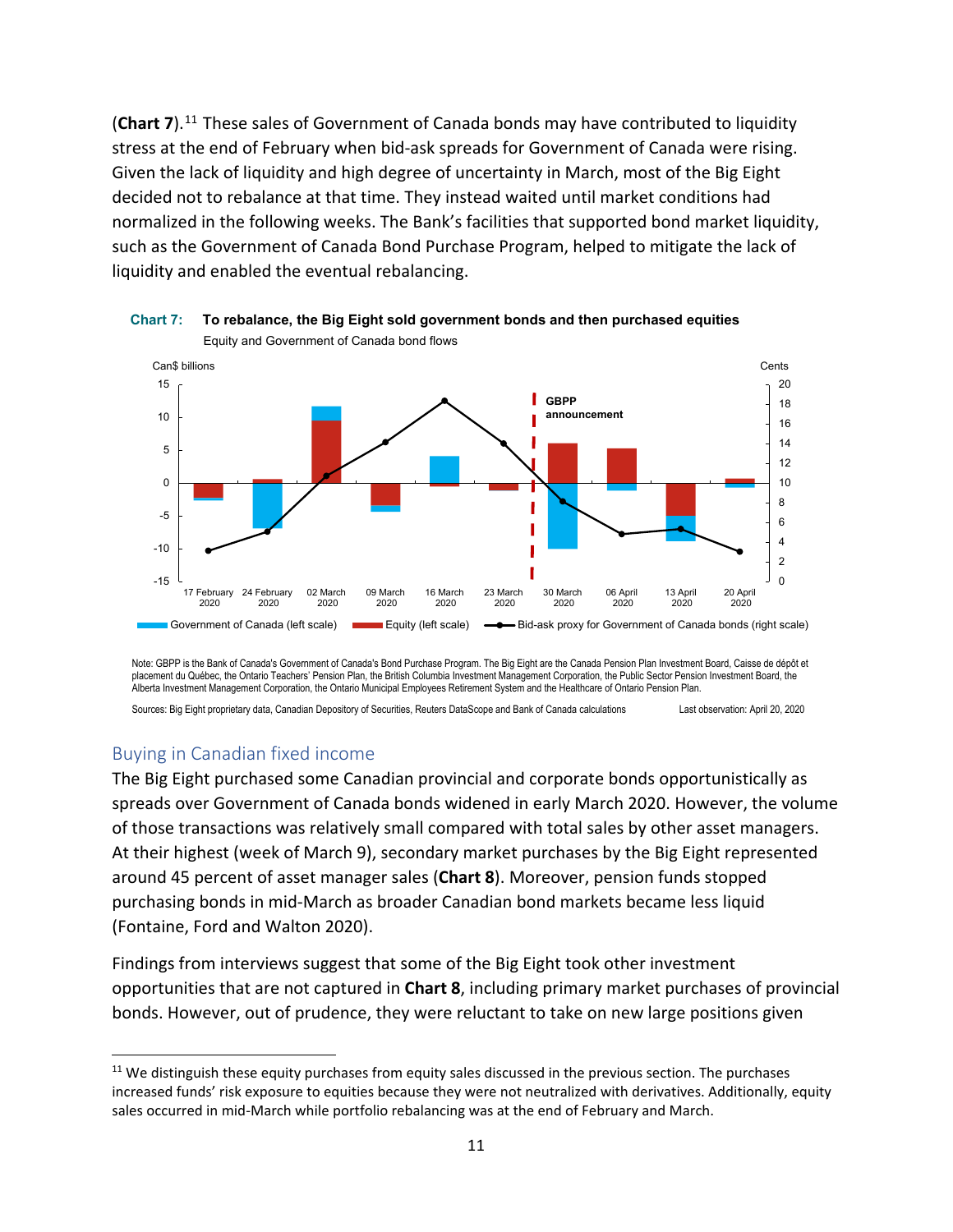(**Chart 7**).[11] These sales of Government of Canada bonds may have contributed to liquidity stress at the end of February when bid-ask spreads for Government of Canada were rising. Given the lack of liquidity and high degree of uncertainty in March, most of the Big Eight decided not to rebalance at that time. They instead waited until market conditions had normalized in the following weeks. The Bank's facilities that supported bond market liquidity, such as the Government of Canada Bond Purchase Program, helped to mitigate the lack of liquidity and enabled the eventual rebalancing.

**Chart 7: To rebalance, the Big Eight sold government bonds and then purchased equities**

Equity and Government of Canada bond flows

Note: GBPP is the Bank of Canada's Government of Canada's Bond Purchase Program. The Big Eight are the Canada Pension Plan Investment Board, Caisse de dépôt et placement du Québec, the Ontario Teachers' Pension Plan, the British Columbia Investment Management Corporation, the Public Sector Pension Investment Board, the Alberta Investment Management Corporation, the Ontario Municipal Employees Retirement System and the Healthcare of Ontario Pension Plan.

Sources: Big Eight proprietary data, Canadian Depository of Securities, Reuters DataScope and Bank of Canada calculations

Last observation: April 20, 2020

## Buying in Canadian fixed income

The Big Eight purchased some Canadian provincial and corporate bonds opportunistically as spreads over Government of Canada bonds widened in early March 2020. However, the volume of those transactions was relatively small compared with total sales by other asset managers. At their highest (week of March 9), secondary market purchases by the Big Eight represented around 45 percent of asset manager sales (**Chart 8**). Moreover, pension funds stopped purchasing bonds in mid-March as broader Canadian bond markets became less liquid (Fontaine, Ford and Walton 2020).

Findings from interviews suggest that some of the Big Eight took other investment opportunities that are not captured in **Chart 8**, including primary market purchases of provincial bonds. However, out of prudence, they were reluctant to take on new large positions given

[11] We distinguish these equity purchases from equity sales discussed in the previous section. The purchases increased funds' risk exposure to equities because they were not neutralized with derivatives. Additionally, equity sales occurred in mid-March while portfolio rebalancing was at the end of February and March.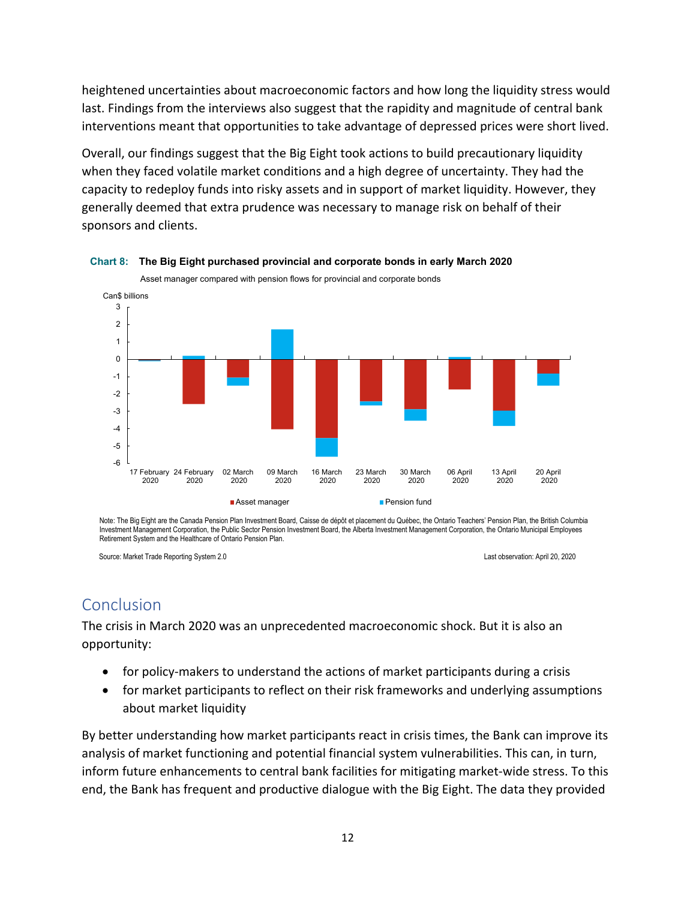heightened uncertainties about macroeconomic factors and how long the liquidity stress would last. Findings from the interviews also suggest that the rapidity and magnitude of central bank interventions meant that opportunities to take advantage of depressed prices were short lived.

Overall, our findings suggest that the Big Eight took actions to build precautionary liquidity when they faced volatile market conditions and a high degree of uncertainty. They had the capacity to redeploy funds into risky assets and in support of market liquidity. However, they generally deemed that extra prudence was necessary to manage risk on behalf of their sponsors and clients.

**Chart 8: The Big Eight purchased provincial and corporate bonds in early March 2020**

Asset manager compared with pension flows for provincial and corporate bonds

Note: The Big Eight are the Canada Pension Plan Investment Board, Caisse de dépôt et placement du Québec, the Ontario Teachers' Pension Plan, the British Columbia Investment Management Corporation, the Public Sector Pension Investment Board, the Alberta Investment Management Corporation, the Ontario Municipal Employees Retirement System and the Healthcare of Ontario Pension Plan.

Source: Market Trade Reporting System 2.0

Last observation: April 20, 2020

## Conclusion

The crisis in March 2020 was an unprecedented macroeconomic shock. But it is also an opportunity:

- for policy-makers to understand the actions of market participants during a crisis
- for market participants to reflect on their risk frameworks and underlying assumptions about market liquidity

By better understanding how market participants react in crisis times, the Bank can improve its analysis of market functioning and potential financial system vulnerabilities. This can, in turn, inform future enhancements to central bank facilities for mitigating market-wide stress. To this end, the Bank has frequent and productive dialogue with the Big Eight. The data they provided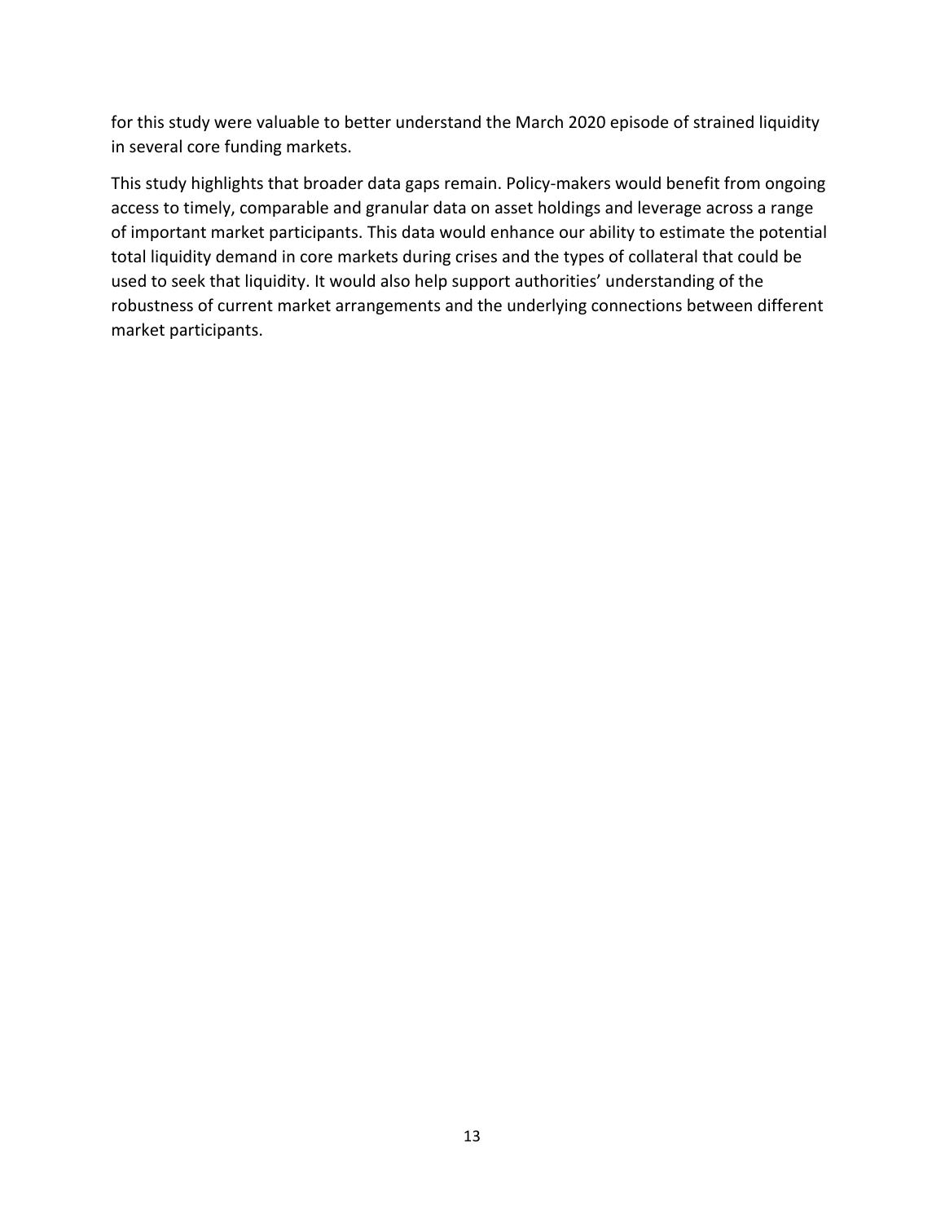for this study were valuable to better understand the March 2020 episode of strained liquidity in several core funding markets.

This study highlights that broader data gaps remain. Policy-makers would benefit from ongoing access to timely, comparable and granular data on asset holdings and leverage across a range of important market participants. This data would enhance our ability to estimate the potential total liquidity demand in core markets during crises and the types of collateral that could be used to seek that liquidity. It would also help support authorities' understanding of the robustness of current market arrangements and the underlying connections between different market participants.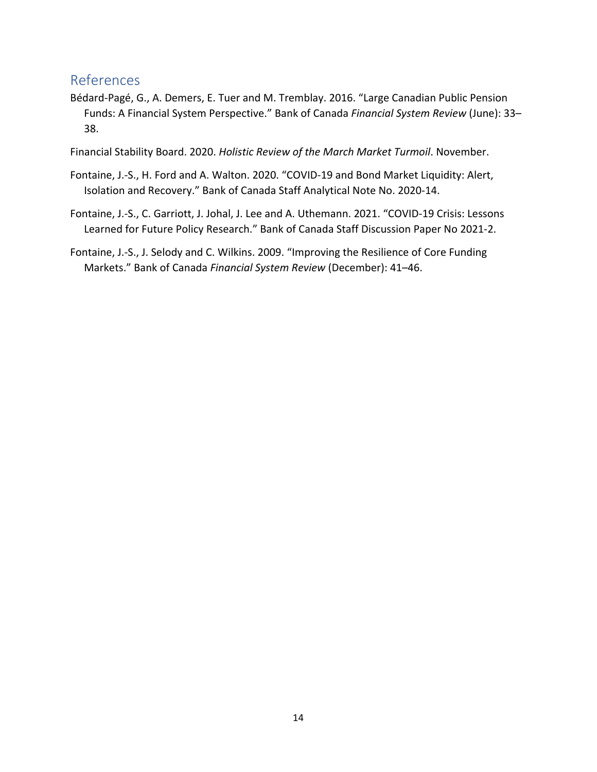## References

Bédard-Pagé, G., A. Demers, E. Tuer and M. Tremblay. 2016. "Large Canadian Public Pension Funds: A Financial System Perspective." Bank of Canada *Financial System Review* (June): 33–38.

Financial Stability Board. 2020. *Holistic Review of the March Market Turmoil*. November.

Fontaine, J.-S., H. Ford and A. Walton. 2020. "COVID-19 and Bond Market Liquidity: Alert, Isolation and Recovery." Bank of Canada Staff Analytical Note No. 2020-14.

Fontaine, J.-S., C. Garriott, J. Johal, J. Lee and A. Uthemann. 2021. "COVID-19 Crisis: Lessons Learned for Future Policy Research." Bank of Canada Staff Discussion Paper No 2021-2.

Fontaine, J.-S., J. Selody and C. Wilkins. 2009. "Improving the Resilience of Core Funding Markets." Bank of Canada *Financial System Review* (December): 41–46.